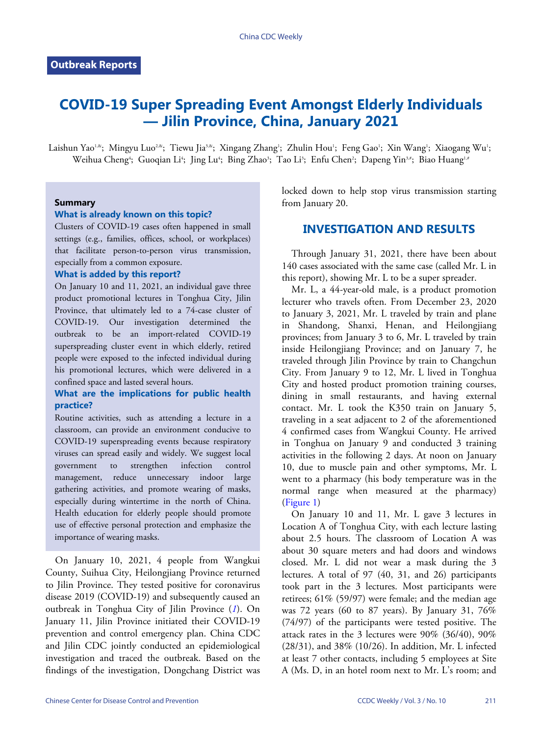Outbreak Reports

# COVID-19 Super Spreading Event Amongst Elderly Individuals — Jilin Province, China, January 2021

Laishun Yao[1,&]; Mingyu Luo[2,&]; Tiewu Jia[3,&]; Xingang Zhang[1]; Zhulin Hou[1]; Feng Gao[1]; Xin Wang[1]; Xiaogang Wu[1]; Weihua Cheng[4]; Guoqian Li[4]; Jing Lu[4]; Bing Zhao[3]; Tao Li[3]; Enfu Chen[2]; Dapeng Yin[3,#]; Biao Huang[1,#]

### Summary

**What is already known on this topic?**

Clusters of COVID-19 cases often happened in small settings (e.g., families, offices, school, or workplaces) that facilitate person-to-person virus transmission, especially from a common exposure.

**What is added by this report?**

On January 10 and 11, 2021, an individual gave three product promotional lectures in Tonghua City, Jilin Province, that ultimately led to a 74-case cluster of COVID-19. Our investigation determined the outbreak to be an import-related COVID-19 superspreading cluster event in which elderly, retired people were exposed to the infected individual during his promotional lectures, which were delivered in a confined space and lasted several hours.

**What are the implications for public health practice?**

Routine activities, such as attending a lecture in a classroom, can provide an environment conducive to COVID-19 superspreading events because respiratory viruses can spread easily and widely. We suggest local government to strengthen infection control management, reduce unnecessary indoor large gathering activities, and promote wearing of masks, especially during wintertime in the north of China. Health education for elderly people should promote use of effective personal protection and emphasize the importance of wearing masks.

On January 10, 2021, 4 people from Wangkui County, Suihua City, Heilongjiang Province returned to Jilin Province. They tested positive for coronavirus disease 2019 (COVID-19) and subsequently caused an outbreak in Tonghua City of Jilin Province (*1*). On January 11, Jilin Province initiated their COVID-19 prevention and control emergency plan. China CDC and Jilin CDC jointly conducted an epidemiological investigation and traced the outbreak. Based on the findings of the investigation, Dongchang District was locked down to help stop virus transmission starting from January 20.

## INVESTIGATION AND RESULTS

Through January 31, 2021, there have been about 140 cases associated with the same case (called Mr. L in this report), showing Mr. L to be a super spreader.

Mr. L, a 44-year-old male, is a product promotion lecturer who travels often. From December 23, 2020 to January 3, 2021, Mr. L traveled by train and plane in Shandong, Shanxi, Henan, and Heilongjiang provinces; from January 3 to 6, Mr. L traveled by train inside Heilongjiang Province; and on January 7, he traveled through Jilin Province by train to Changchun City. From January 9 to 12, Mr. L lived in Tonghua City and hosted product promotion training courses, dining in small restaurants, and having external contact. Mr. L took the K350 train on January 5, traveling in a seat adjacent to 2 of the aforementioned 4 confirmed cases from Wangkui County. He arrived in Tonghua on January 9 and conducted 3 training activities in the following 2 days. At noon on January 10, due to muscle pain and other symptoms, Mr. L went to a pharmacy (his body temperature was in the normal range when measured at the pharmacy) (Figure 1)

On January 10 and 11, Mr. L gave 3 lectures in Location A of Tonghua City, with each lecture lasting about 2.5 hours. The classroom of Location A was about 30 square meters and had doors and windows closed. Mr. L did not wear a mask during the 3 lectures. A total of 97 (40, 31, and 26) participants took part in the 3 lectures. Most participants were retirees; 61% (59/97) were female; and the median age was 72 years (60 to 87 years). By January 31, 76% (74/97) of the participants were tested positive. The attack rates in the 3 lectures were 90% (36/40), 90% (28/31), and 38% (10/26). In addition, Mr. L infected at least 7 other contacts, including 5 employees at Site A (Ms. D, in an hotel room next to Mr. L's room; and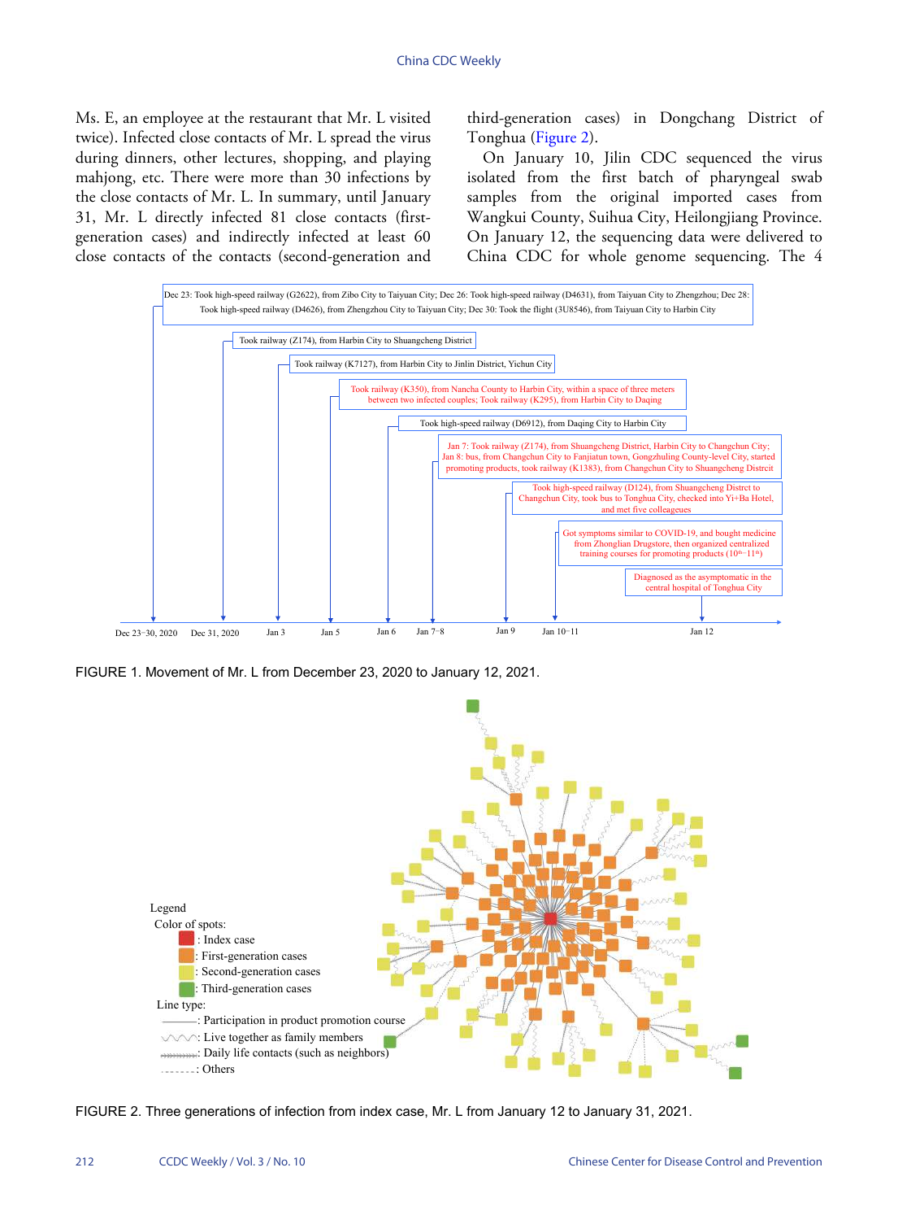Ms. E, an employee at the restaurant that Mr. L visited twice). Infected close contacts of Mr. L spread the virus during dinners, other lectures, shopping, and playing mahjong, etc. There were more than 30 infections by the close contacts of Mr. L. In summary, until January 31, Mr. L directly infected 81 close contacts (first-generation cases) and indirectly infected at least 60 close contacts of the contacts (second-generation and third-generation cases) in Dongchang District of Tonghua (Figure 2).

On January 10, Jilin CDC sequenced the virus isolated from the first batch of pharyngeal swab samples from the original imported cases from Wangkui County, Suihua City, Heilongjiang Province. On January 12, the sequencing data were delivered to China CDC for whole genome sequencing. The 4

Dec 23: Took high-speed railway (G2622), from Zibo City to Taiyuan City; Dec 26: Took high-speed railway (D4631), from Taiyuan City to Zhengzhou; Dec 28: Took high-speed railway (D4626), from Zhengzhou City to Taiyuan City; Dec 30: Took the flight (3U8546), from Taiyuan City to Harbin City

Took railway (Z174), from Harbin City to Shuangcheng District

Took railway (K7127), from Harbin City to Jinlin District, Yichun City

Took railway (K350), from Nancha County to Harbin City, within a space of three meters between two infected couples; Took railway (K295), from Harbin City to Daqing

Took high-speed railway (D6912), from Daqing City to Harbin City

Jan 7: Took railway (Z174), from Shuangcheng District, Harbin City to Changchun City; Jan 8: bus, from Changchun City to Fanjiatun town, Gongzhuling County-level City, started promoting products, took railway (K1383), from Changchun City to Shuangcheng District

Took high-speed railway (D124), from Shuangcheng Distrct to Changchun City, took bus to Tonghua City, checked into Yi+Ba Hotel, and met five colleagues

Got symptoms similar to COVID-19, and bought medicine from Zhonglian Drugstore, then organized centralized training courses for promoting products (10th–11th)

Diagnosed as the asymptomatic in the central hospital of Tonghua City

Dec 23–30, 2020 | Dec 31, 2020 | Jan 3 | Jan 5 | Jan 6 | Jan 7–8 | Jan 9 | Jan 10–11 | Jan 12

FIGURE 1. Movement of Mr. L from December 23, 2020 to January 12, 2021.

Legend

Color of spots:
- Index case
- First-generation cases
- Second-generation cases
- Third-generation cases

Line type:
- Participation in product promotion course
- Live together as family members
- Daily life contacts (such as neighbors)
- Others

FIGURE 2. Three generations of infection from index case, Mr. L from January 12 to January 31, 2021.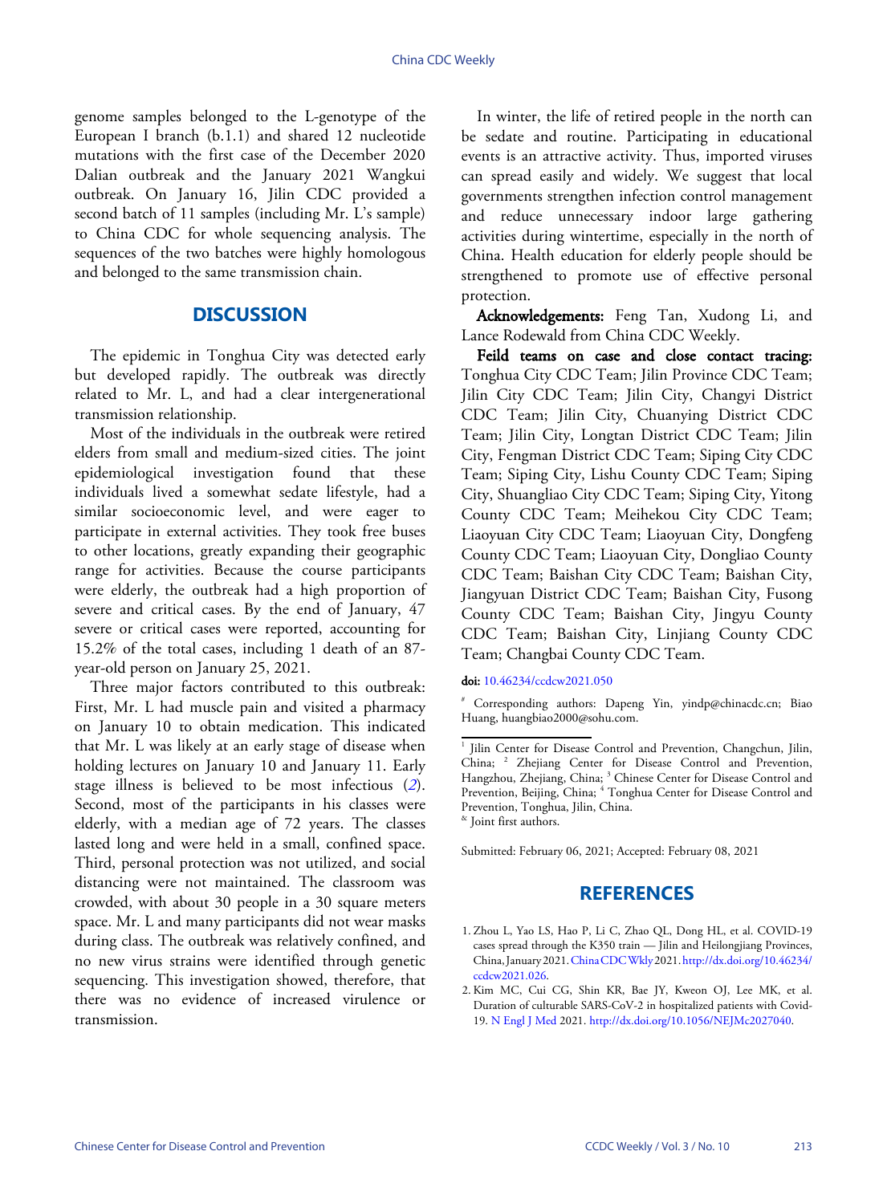genome samples belonged to the L-genotype of the European I branch (b.1.1) and shared 12 nucleotide mutations with the first case of the December 2020 Dalian outbreak and the January 2021 Wangkui outbreak. On January 16, Jilin CDC provided a second batch of 11 samples (including Mr. L's sample) to China CDC for whole sequencing analysis. The sequences of the two batches were highly homologous and belonged to the same transmission chain.

## DISCUSSION

The epidemic in Tonghua City was detected early but developed rapidly. The outbreak was directly related to Mr. L, and had a clear intergenerational transmission relationship.

Most of the individuals in the outbreak were retired elders from small and medium-sized cities. The joint epidemiological investigation found that these individuals lived a somewhat sedate lifestyle, had a similar socioeconomic level, and were eager to participate in external activities. They took free buses to other locations, greatly expanding their geographic range for activities. Because the course participants were elderly, the outbreak had a high proportion of severe and critical cases. By the end of January, 47 severe or critical cases were reported, accounting for 15.2% of the total cases, including 1 death of an 87-year-old person on January 25, 2021.

Three major factors contributed to this outbreak: First, Mr. L had muscle pain and visited a pharmacy on January 10 to obtain medication. This indicated that Mr. L was likely at an early stage of disease when holding lectures on January 10 and January 11. Early stage illness is believed to be most infectious (*2*). Second, most of the participants in his classes were elderly, with a median age of 72 years. The classes lasted long and were held in a small, confined space. Third, personal protection was not utilized, and social distancing were not maintained. The classroom was crowded, with about 30 people in a 30 square meters space. Mr. L and many participants did not wear masks during class. The outbreak was relatively confined, and no new virus strains were identified through genetic sequencing. This investigation showed, therefore, that there was no evidence of increased virulence or transmission.

In winter, the life of retired people in the north can be sedate and routine. Participating in educational events is an attractive activity. Thus, imported viruses can spread easily and widely. We suggest that local governments strengthen infection control management and reduce unnecessary indoor large gathering activities during wintertime, especially in the north of China. Health education for elderly people should be strengthened to promote use of effective personal protection.

**Acknowledgements:** Feng Tan, Xudong Li, and Lance Rodewald from China CDC Weekly.

**Feild teams on case and close contact tracing:** Tonghua City CDC Team; Jilin Province CDC Team; Jilin City CDC Team; Jilin City, Changyi District CDC Team; Jilin City, Chuanying District CDC Team; Jilin City, Longtan District CDC Team; Jilin City, Fengman District CDC Team; Siping City CDC Team; Siping City, Lishu County CDC Team; Siping City, Shuangliao City CDC Team; Siping City, Yitong County CDC Team; Meihekou City CDC Team; Liaoyuan City CDC Team; Liaoyuan City, Dongfeng County CDC Team; Liaoyuan City, Dongliao County CDC Team; Baishan City CDC Team; Baishan City, Jiangyuan District CDC Team; Baishan City, Fusong County CDC Team; Baishan City, Jingyu County CDC Team; Baishan City, Linjiang County CDC Team; Changbai County CDC Team.

**doi:** 10.46234/ccdcw2021.050

[#] Corresponding authors: Dapeng Yin, yindp@chinacdc.cn; Biao Huang, huangbiao2000@sohu.com.

---

[1] Jilin Center for Disease Control and Prevention, Changchun, Jilin, China; [2] Zhejiang Center for Disease Control and Prevention, Hangzhou, Zhejiang, China; [3] Chinese Center for Disease Control and Prevention, Beijing, China; [4] Tonghua Center for Disease Control and Prevention, Tonghua, Jilin, China.
[&] Joint first authors.

Submitted: February 06, 2021; Accepted: February 08, 2021

## REFERENCES

1. Zhou L, Yao LS, Hao P, Li C, Zhao QL, Dong HL, et al. COVID-19 cases spread through the K350 train — Jilin and Heilongjiang Provinces, China, January 2021. China CDC Wkly 2021. http://dx.doi.org/10.46234/ccdcw2021.026.
2. Kim MC, Cui CG, Shin KR, Bae JY, Kweon OJ, Lee MK, et al. Duration of culturable SARS-CoV-2 in hospitalized patients with Covid-19. N Engl J Med 2021. http://dx.doi.org/10.1056/NEJMc2027040.